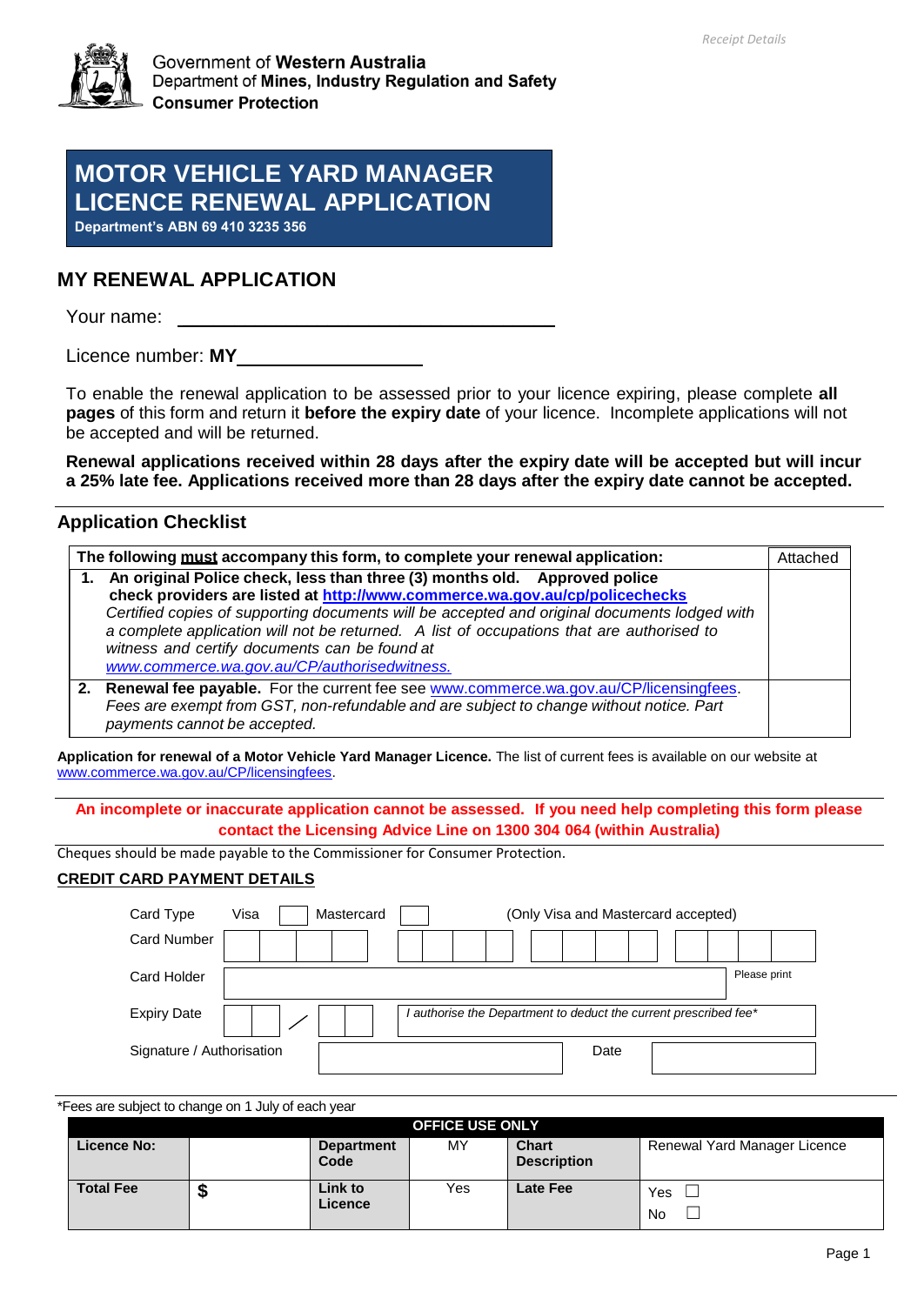Receipt Details

Government of **Western Australia**
Department of **Mines, Industry Regulation and Safety**
**Consumer Protection**

# MOTOR VEHICLE YARD MANAGER LICENCE RENEWAL APPLICATION

**Department's ABN 69 410 3235 356**

## MY RENEWAL APPLICATION

Your name: ______________________________

Licence number: **MY**____________________

To enable the renewal application to be assessed prior to your licence expiring, please complete **all pages** of this form and return it **before the expiry date** of your licence. Incomplete applications will not be accepted and will be returned.

**Renewal applications received within 28 days after the expiry date will be accepted but will incur a 25% late fee. Applications received more than 28 days after the expiry date cannot be accepted.**

### Application Checklist

| The following **must** accompany this form, to complete your renewal application: | Attached |
|---|---|
| **1. An original Police check, less than three (3) months old. Approved police check providers are listed at http://www.commerce.wa.gov.au/cp/policechecks** *Certified copies of supporting documents will be accepted and original documents lodged with a complete application will not be returned. A list of occupations that are authorised to witness and certify documents can be found at www.commerce.wa.gov.au/CP/authorisedwitness.* | |
| **2. Renewal fee payable.** For the current fee see www.commerce.wa.gov.au/CP/licensingfees. *Fees are exempt from GST, non-refundable and are subject to change without notice. Part payments cannot be accepted.* | |

**Application for renewal of a Motor Vehicle Yard Manager Licence.** The list of current fees is available on our website at www.commerce.wa.gov.au/CP/licensingfees.

**An incomplete or inaccurate application cannot be assessed. If you need help completing this form please contact the Licensing Advice Line on 1300 304 064 (within Australia)**

Cheques should be made payable to the Commissioner for Consumer Protection.

**CREDIT CARD PAYMENT DETAILS**

Card Type: Visa ☐ Mastercard ☐ (Only Visa and Mastercard accepted)

Card Number: ____ ____ ____ ____

Card Holder: ______________________ Please print

Expiry Date: __ / __ *I authorise the Department to deduct the current prescribed fee**

Signature / Authorisation: ______________________ Date: ____________

*Fees are subject to change on 1 July of each year

| OFFICE USE ONLY | | | | | |
|---|---|---|---|---|---|
| **Licence No:** | | **Department Code** | MY | **Chart Description** | Renewal Yard Manager Licence |
| **Total Fee** | **$** | **Link to Licence** | Yes | **Late Fee** | Yes ☐ No ☐ |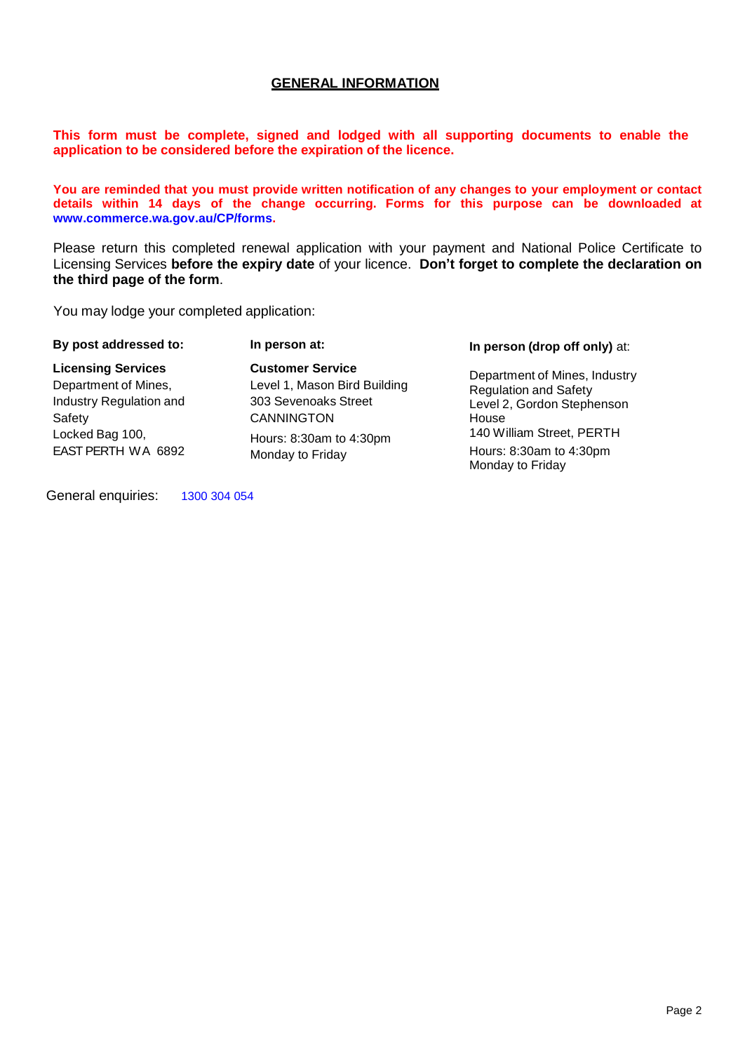## GENERAL INFORMATION

**This form must be complete, signed and lodged with all supporting documents to enable the application to be considered before the expiration of the licence.**

**You are reminded that you must provide written notification of any changes to your employment or contact details within 14 days of the change occurring. Forms for this purpose can be downloaded at www.commerce.wa.gov.au/CP/forms.**

Please return this completed renewal application with your payment and National Police Certificate to Licensing Services **before the expiry date** of your licence. **Don't forget to complete the declaration on the third page of the form**.

You may lodge your completed application:

**By post addressed to:**

**Licensing Services**
Department of Mines, Industry Regulation and Safety
Locked Bag 100,
EAST PERTH WA 6892

**In person at:**

**Customer Service**
Level 1, Mason Bird Building
303 Sevenoaks Street
CANNINGTON

Hours: 8:30am to 4:30pm
Monday to Friday

**In person (drop off only)** at:

Department of Mines, Industry Regulation and Safety
Level 2, Gordon Stephenson House
140 William Street, PERTH

Hours: 8:30am to 4:30pm
Monday to Friday

General enquiries: 1300 304 054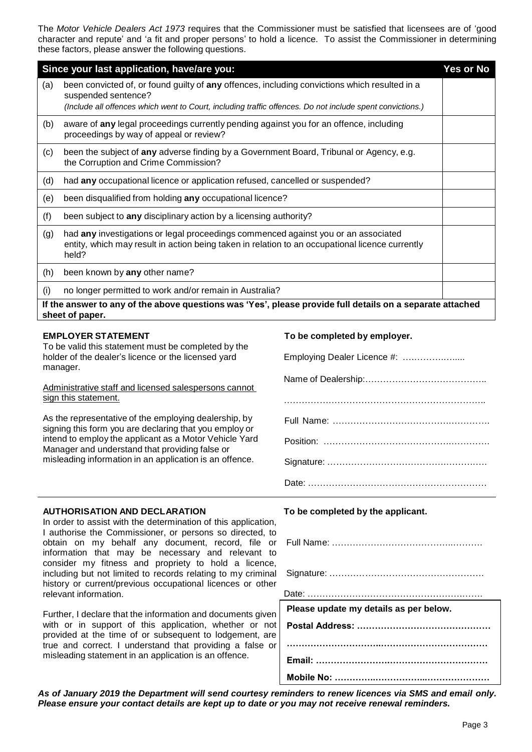The *Motor Vehicle Dealers Act 1973* requires that the Commissioner must be satisfied that licensees are of 'good character and repute' and 'a fit and proper persons' to hold a licence. To assist the Commissioner in determining these factors, please answer the following questions.

| | **Since your last application, have/are you:** | **Yes or No** |
|---|---|---|
| (a) | been convicted of, or found guilty of **any** offences, including convictions which resulted in a suspended sentence? *(Include all offences which went to Court, including traffic offences. Do not include spent convictions.)* | |
| (b) | aware of **any** legal proceedings currently pending against you for an offence, including proceedings by way of appeal or review? | |
| (c) | been the subject of **any** adverse finding by a Government Board, Tribunal or Agency, e.g. the Corruption and Crime Commission? | |
| (d) | had **any** occupational licence or application refused, cancelled or suspended? | |
| (e) | been disqualified from holding **any** occupational licence? | |
| (f) | been subject to **any** disciplinary action by a licensing authority? | |
| (g) | had **any** investigations or legal proceedings commenced against you or an associated entity, which may result in action being taken in relation to an occupational licence currently held? | |
| (h) | been known by **any** other name? | |
| (i) | no longer permitted to work and/or remain in Australia? | |

**If the answer to any of the above questions was 'Yes', please provide full details on a separate attached sheet of paper.**

**EMPLOYER STATEMENT**

To be valid this statement must be completed by the holder of the dealer's licence or the licensed yard manager.

Administrative staff and licensed salespersons cannot sign this statement.

As the representative of the employing dealership, by signing this form you are declaring that you employ or intend to employ the applicant as a Motor Vehicle Yard Manager and understand that providing false or misleading information in an application is an offence.

**To be completed by employer.**

Employing Dealer Licence #: ……………….....

Name of Dealership:…………………………………..

……………………………………………………………..

Full Name: …………………………………….……….

Position: ……………………………………….……….

Signature: …………………………………….…………

Date: ……………………………………………………

**AUTHORISATION AND DECLARATION**

In order to assist with the determination of this application, I authorise the Commissioner, or persons so directed, to obtain on my behalf any document, record, file or information that may be necessary and relevant to consider my fitness and propriety to hold a licence, including but not limited to records relating to my criminal history or current/previous occupational licences or other relevant information.

Further, I declare that the information and documents given with or in support of this application, whether or not provided at the time of or subsequent to lodgement, are true and correct. I understand that providing a false or misleading statement in an application is an offence.

**To be completed by the applicant.**

Full Name: ……………………………………..………

Signature: ……………………………………………

Date: ………………………………………….………

**Please update my details as per below.**

**Postal Address: ………………………………………**

**……………………….…..……………………………**

**Email: …………………….…………………………**

**Mobile No: ……………..………………..……………**

***As of January 2019 the Department will send courtesy reminders to renew licences via SMS and email only. Please ensure your contact details are kept up to date or you may not receive renewal reminders.***